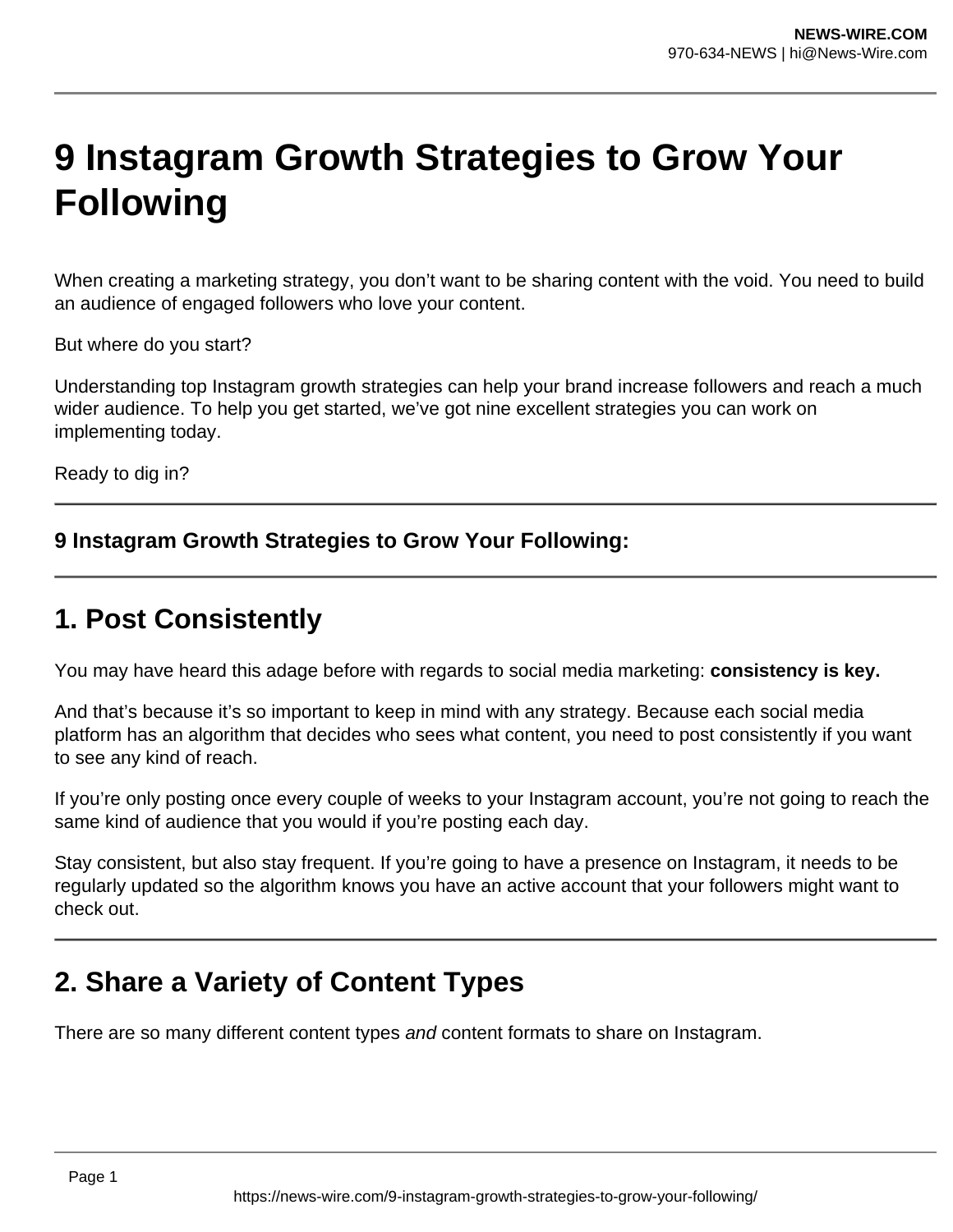# 9 Instagram Growth Strategies to Grow Your Following

When creating a marketing strategy, you don't want to be sharing content with the void. You need to build an audience of engaged followers who love your content.

But where do you start?

Understanding top Instagram growth strategies can help your brand increase followers and reach a much wider audience. To help you get started, we've got nine excellent strategies you can work on implementing today.

Ready to dig in?

---

### 9 Instagram Growth Strategies to Grow Your Following:

---

## 1. Post Consistently

You may have heard this adage before with regards to social media marketing: **consistency is key.**

And that's because it's so important to keep in mind with any strategy. Because each social media platform has an algorithm that decides who sees what content, you need to post consistently if you want to see any kind of reach.

If you're only posting once every couple of weeks to your Instagram account, you're not going to reach the same kind of audience that you would if you're posting each day.

Stay consistent, but also stay frequent. If you're going to have a presence on Instagram, it needs to be regularly updated so the algorithm knows you have an active account that your followers might want to check out.

---

## 2. Share a Variety of Content Types

There are so many different content types *and* content formats to share on Instagram.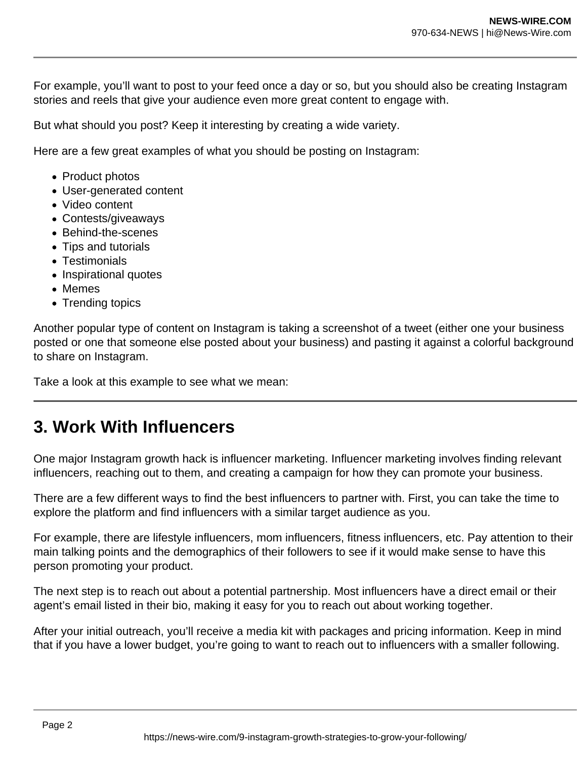For example, you'll want to post to your feed once a day or so, but you should also be creating Instagram stories and reels that give your audience even more great content to engage with.

But what should you post? Keep it interesting by creating a wide variety.

Here are a few great examples of what you should be posting on Instagram:

- Product photos
- User-generated content
- Video content
- Contests/giveaways
- Behind-the-scenes
- Tips and tutorials
- Testimonials
- Inspirational quotes
- Memes
- Trending topics

Another popular type of content on Instagram is taking a screenshot of a tweet (either one your business posted or one that someone else posted about your business) and pasting it against a colorful background to share on Instagram.

Take a look at this example to see what we mean:

---

## 3. Work With Influencers

One major Instagram growth hack is influencer marketing. Influencer marketing involves finding relevant influencers, reaching out to them, and creating a campaign for how they can promote your business.

There are a few different ways to find the best influencers to partner with. First, you can take the time to explore the platform and find influencers with a similar target audience as you.

For example, there are lifestyle influencers, mom influencers, fitness influencers, etc. Pay attention to their main talking points and the demographics of their followers to see if it would make sense to have this person promoting your product.

The next step is to reach out about a potential partnership. Most influencers have a direct email or their agent's email listed in their bio, making it easy for you to reach out about working together.

After your initial outreach, you'll receive a media kit with packages and pricing information. Keep in mind that if you have a lower budget, you're going to want to reach out to influencers with a smaller following.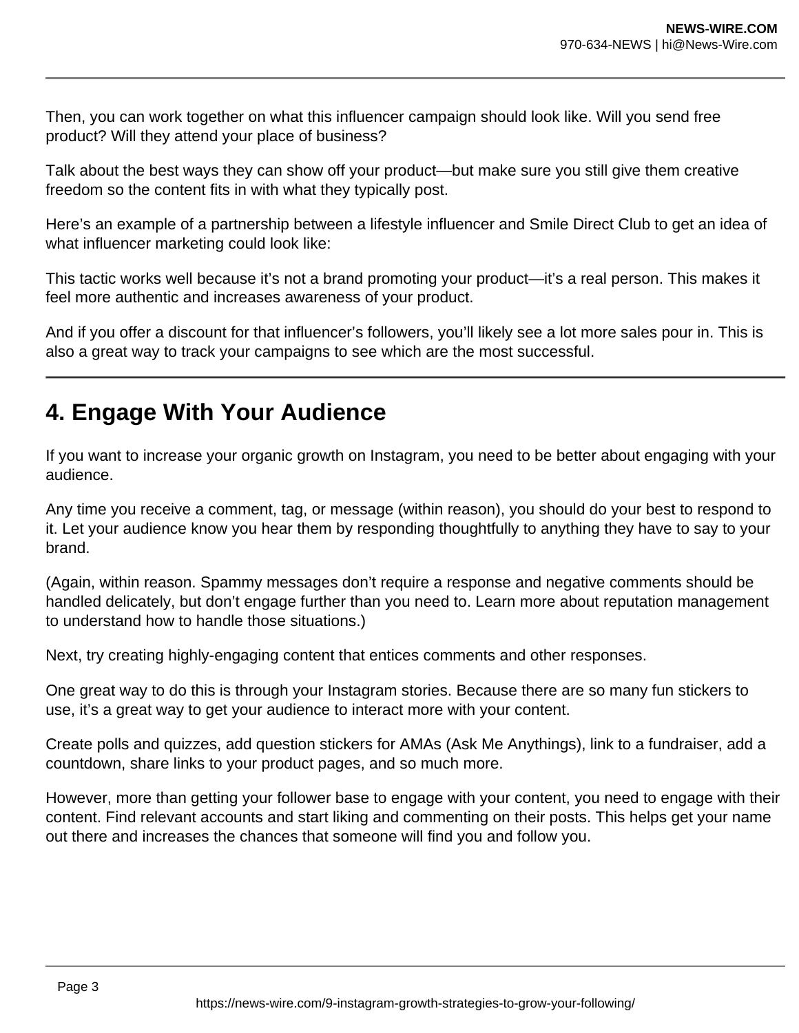Then, you can work together on what this influencer campaign should look like. Will you send free product? Will they attend your place of business?

Talk about the best ways they can show off your product—but make sure you still give them creative freedom so the content fits in with what they typically post.

Here’s an example of a partnership between a lifestyle influencer and Smile Direct Club to get an idea of what influencer marketing could look like:

This tactic works well because it’s not a brand promoting your product—it’s a real person. This makes it feel more authentic and increases awareness of your product.

And if you offer a discount for that influencer’s followers, you’ll likely see a lot more sales pour in. This is also a great way to track your campaigns to see which are the most successful.

---

## 4. Engage With Your Audience

If you want to increase your organic growth on Instagram, you need to be better about engaging with your audience.

Any time you receive a comment, tag, or message (within reason), you should do your best to respond to it. Let your audience know you hear them by responding thoughtfully to anything they have to say to your brand.

(Again, within reason. Spammy messages don’t require a response and negative comments should be handled delicately, but don’t engage further than you need to. Learn more about reputation management to understand how to handle those situations.)

Next, try creating highly-engaging content that entices comments and other responses.

One great way to do this is through your Instagram stories. Because there are so many fun stickers to use, it’s a great way to get your audience to interact more with your content.

Create polls and quizzes, add question stickers for AMAs (Ask Me Anythings), link to a fundraiser, add a countdown, share links to your product pages, and so much more.

However, more than getting your follower base to engage with your content, you need to engage with their content. Find relevant accounts and start liking and commenting on their posts. This helps get your name out there and increases the chances that someone will find you and follow you.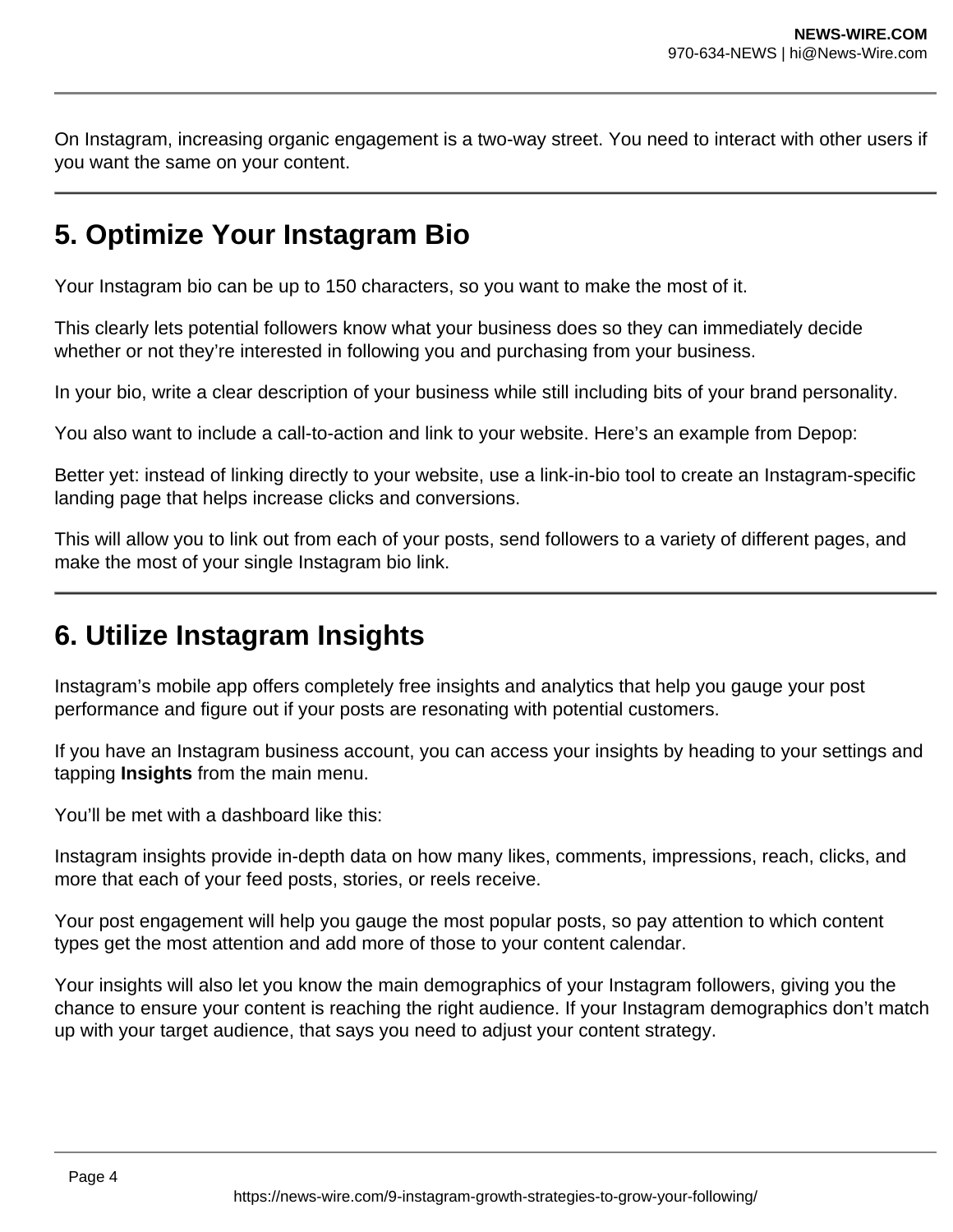On Instagram, increasing organic engagement is a two-way street. You need to interact with other users if you want the same on your content.

## 5. Optimize Your Instagram Bio

Your Instagram bio can be up to 150 characters, so you want to make the most of it.

This clearly lets potential followers know what your business does so they can immediately decide whether or not they're interested in following you and purchasing from your business.

In your bio, write a clear description of your business while still including bits of your brand personality.

You also want to include a call-to-action and link to your website. Here's an example from Depop:

Better yet: instead of linking directly to your website, use a link-in-bio tool to create an Instagram-specific landing page that helps increase clicks and conversions.

This will allow you to link out from each of your posts, send followers to a variety of different pages, and make the most of your single Instagram bio link.

## 6. Utilize Instagram Insights

Instagram's mobile app offers completely free insights and analytics that help you gauge your post performance and figure out if your posts are resonating with potential customers.

If you have an Instagram business account, you can access your insights by heading to your settings and tapping **Insights** from the main menu.

You'll be met with a dashboard like this:

Instagram insights provide in-depth data on how many likes, comments, impressions, reach, clicks, and more that each of your feed posts, stories, or reels receive.

Your post engagement will help you gauge the most popular posts, so pay attention to which content types get the most attention and add more of those to your content calendar.

Your insights will also let you know the main demographics of your Instagram followers, giving you the chance to ensure your content is reaching the right audience. If your Instagram demographics don't match up with your target audience, that says you need to adjust your content strategy.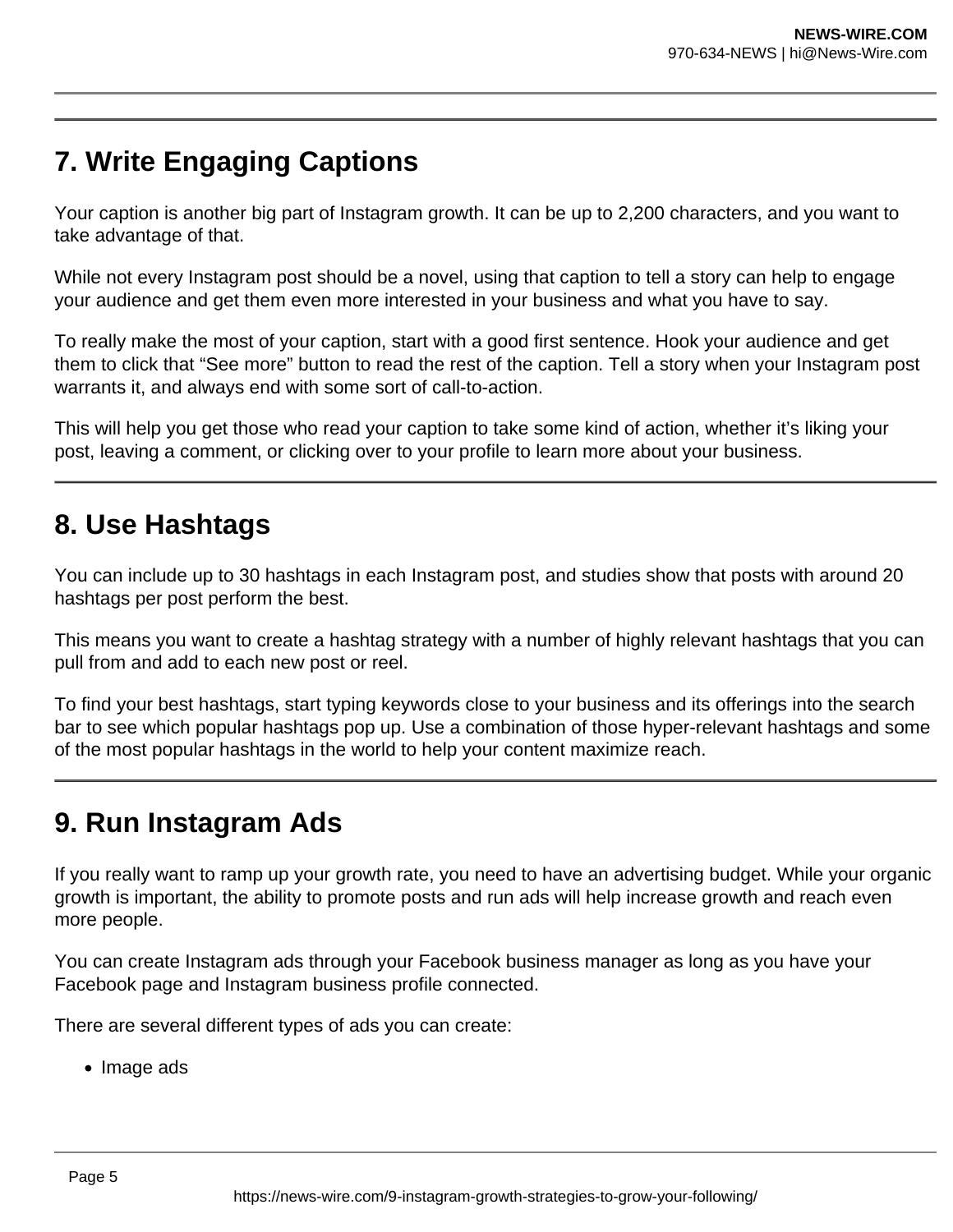## 7. Write Engaging Captions

Your caption is another big part of Instagram growth. It can be up to 2,200 characters, and you want to take advantage of that.

While not every Instagram post should be a novel, using that caption to tell a story can help to engage your audience and get them even more interested in your business and what you have to say.

To really make the most of your caption, start with a good first sentence. Hook your audience and get them to click that “See more” button to read the rest of the caption. Tell a story when your Instagram post warrants it, and always end with some sort of call-to-action.

This will help you get those who read your caption to take some kind of action, whether it’s liking your post, leaving a comment, or clicking over to your profile to learn more about your business.

## 8. Use Hashtags

You can include up to 30 hashtags in each Instagram post, and studies show that posts with around 20 hashtags per post perform the best.

This means you want to create a hashtag strategy with a number of highly relevant hashtags that you can pull from and add to each new post or reel.

To find your best hashtags, start typing keywords close to your business and its offerings into the search bar to see which popular hashtags pop up. Use a combination of those hyper-relevant hashtags and some of the most popular hashtags in the world to help your content maximize reach.

## 9. Run Instagram Ads

If you really want to ramp up your growth rate, you need to have an advertising budget. While your organic growth is important, the ability to promote posts and run ads will help increase growth and reach even more people.

You can create Instagram ads through your Facebook business manager as long as you have your Facebook page and Instagram business profile connected.

There are several different types of ads you can create:

- Image ads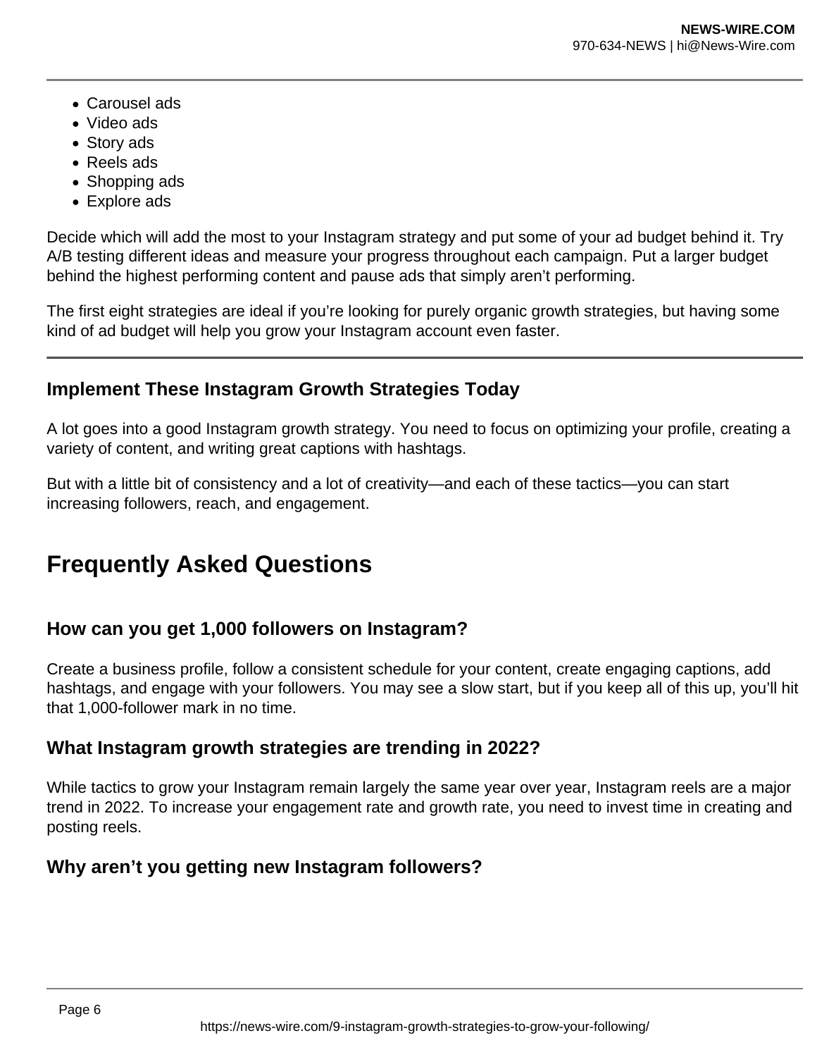- Carousel ads
- Video ads
- Story ads
- Reels ads
- Shopping ads
- Explore ads

Decide which will add the most to your Instagram strategy and put some of your ad budget behind it. Try A/B testing different ideas and measure your progress throughout each campaign. Put a larger budget behind the highest performing content and pause ads that simply aren't performing.

The first eight strategies are ideal if you're looking for purely organic growth strategies, but having some kind of ad budget will help you grow your Instagram account even faster.

---

### Implement These Instagram Growth Strategies Today

A lot goes into a good Instagram growth strategy. You need to focus on optimizing your profile, creating a variety of content, and writing great captions with hashtags.

But with a little bit of consistency and a lot of creativity—and each of these tactics—you can start increasing followers, reach, and engagement.

## Frequently Asked Questions

### How can you get 1,000 followers on Instagram?

Create a business profile, follow a consistent schedule for your content, create engaging captions, add hashtags, and engage with your followers. You may see a slow start, but if you keep all of this up, you'll hit that 1,000-follower mark in no time.

### What Instagram growth strategies are trending in 2022?

While tactics to grow your Instagram remain largely the same year over year, Instagram reels are a major trend in 2022. To increase your engagement rate and growth rate, you need to invest time in creating and posting reels.

### Why aren't you getting new Instagram followers?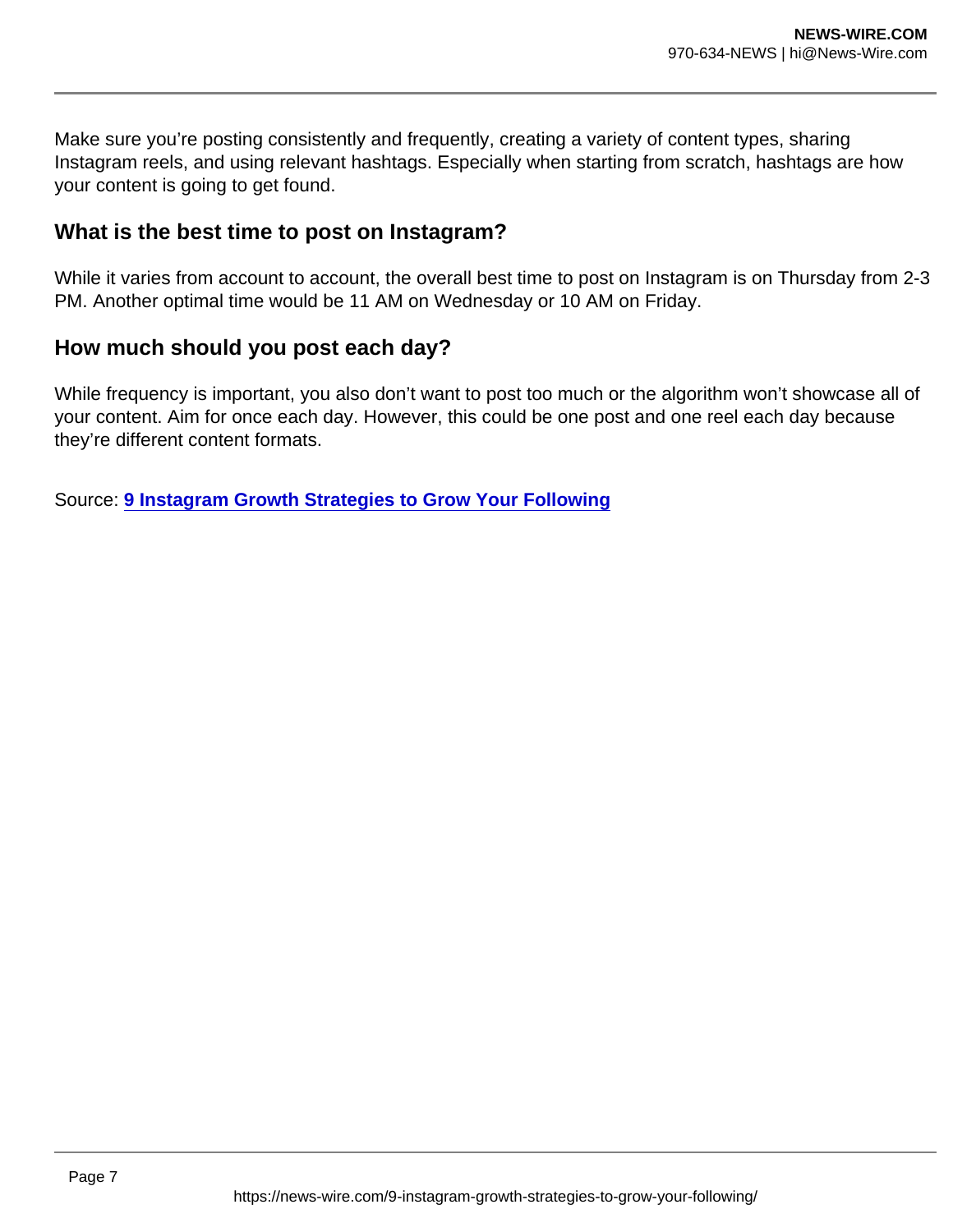Make sure you're posting consistently and frequently, creating a variety of content types, sharing Instagram reels, and using relevant hashtags. Especially when starting from scratch, hashtags are how your content is going to get found.

### What is the best time to post on Instagram?

While it varies from account to account, the overall best time to post on Instagram is on Thursday from 2-3 PM. Another optimal time would be 11 AM on Wednesday or 10 AM on Friday.

### How much should you post each day?

While frequency is important, you also don't want to post too much or the algorithm won't showcase all of your content. Aim for once each day. However, this could be one post and one reel each day because they're different content formats.

Source: **9 Instagram Growth Strategies to Grow Your Following**